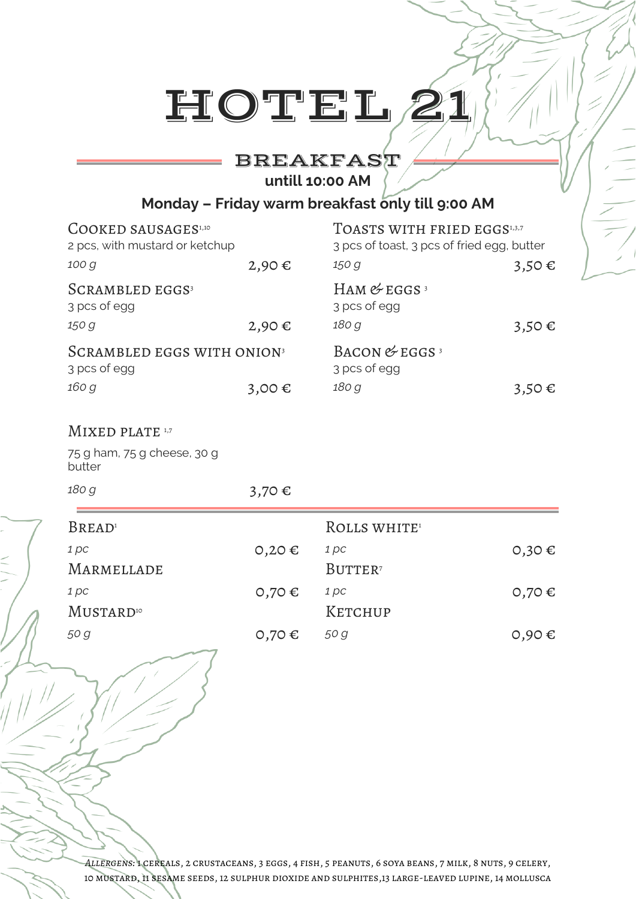# HOTEL 21

## BREAKFAST

**untill 10:00 AM**

**Monday – Friday warm breakfast only till 9:00 AM**

### Cooked sausages[1,10]
2 pcs, with mustard or ketchup

*100 g* — 2,90 €

### Scrambled eggs[3]
3 pcs of egg

*150 g* — 2,90 €

### Scrambled eggs with onion[3]
3 pcs of egg

*160 g* — 3,00 €

### Toasts with fried eggs[1,3,7]
3 pcs of toast, 3 pcs of fried egg, butter

*150 g* — 3,50 €

### Ham & eggs [3]
3 pcs of egg

*180 g* — 3,50 €

### Bacon & eggs [3]
3 pcs of egg

*180 g* — 3,50 €

### Mixed plate [1,7]
75 g ham, 75 g cheese, 30 g butter

*180 g* — 3,70 €

---

### Bread[1]
*1 pc* — 0,20 €

### Marmellade
*1 pc* — 0,70 €

### Mustard[10]
*50 g* — 0,70 €

### Rolls white[1]
*1 pc* — 0,30 €

### Butter[7]
*1 pc* — 0,70 €

### Ketchup
*50 g* — 0,90 €

*Allergens:* 1 cereals, 2 crustaceans, 3 eggs, 4 fish, 5 peanuts, 6 soya beans, 7 milk, 8 nuts, 9 celery, 10 mustard, 11 sesame seeds, 12 sulphur dioxide and sulphites,13 large-leaved lupine, 14 mollusca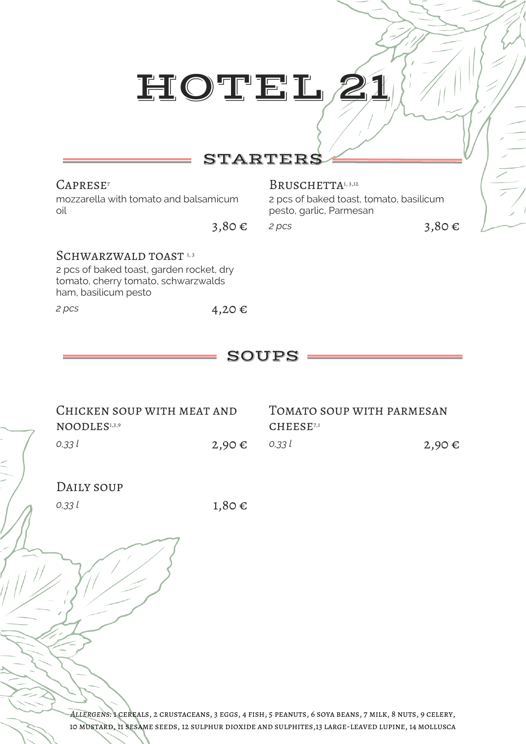# HOTEL 21

## STARTERS

### Caprese[7]

mozzarella with tomato and balsamicum oil

3,80 €

### Bruschetta[1, 3,12]

2 pcs of baked toast, tomato, basilicum pesto, garlic, Parmesan

*2 pcs* 3,80 €

### Schwarzwald toast[1, 3]

2 pcs of baked toast, garden rocket, dry tomato, cherry tomato, schwarzwalds ham, basilicum pesto

*2 pcs* 4,20 €

## SOUPS

### Chicken soup with meat and noodles[1,3,9]

*0,33 l* 2,90 €

### Tomato soup with parmesan cheese[7,1]

*0,33 l* 2,90 €

### Daily soup

*0,33 l* 1,80 €

*Allergens:* 1 cereals, 2 crustaceans, 3 eggs, 4 fish, 5 peanuts, 6 soya beans, 7 milk, 8 nuts, 9 celery, 10 mustard, 11 sesame seeds, 12 sulphur dioxide and sulphites,13 large-leaved lupine, 14 mollusca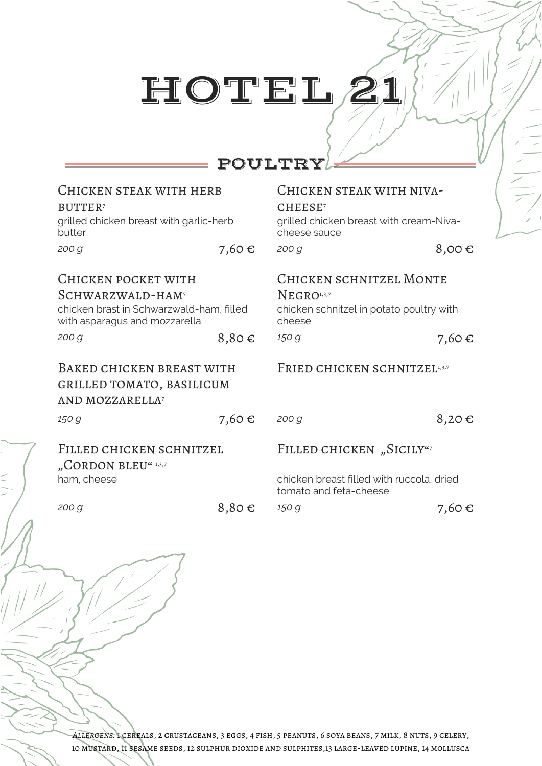# HOTEL 21

## POULTRY

### Chicken steak with herb butter[7]
grilled chicken breast with garlic-herb butter

*200 g* — 7,60 €

### Chicken pocket with Schwarzwald-ham[7]
chicken brast in Schwarzwald-ham, filled with asparagus and mozzarella

*200 g* — 8,80 €

### Baked chicken breast with grilled tomato, basilicum and mozzarella[7]

*150 g* — 7,60 €

### Filled chicken schnitzel „Cordon bleu“ [1,3,7]
ham, cheese

*200 g* — 8,80 €

### Chicken steak with Niva-cheese[7]
grilled chicken breast with cream-Niva-cheese sauce

*200 g* — 8,00 €

### Chicken schnitzel Monte Negro[1,3,7]
chicken schnitzel in potato poultry with cheese

*150 g* — 7,60 €

### Fried chicken schnitzel[1,3,7]

*200 g* — 8,20 €

### Filled chicken „Sicily“[7]
chicken breast filled with ruccola, dried tomato and feta-cheese

*150 g* — 7,60 €

*Allergens:* 1 cereals, 2 crustaceans, 3 eggs, 4 fish, 5 peanuts, 6 soya beans, 7 milk, 8 nuts, 9 celery, 10 mustard, 11 sesame seeds, 12 sulphur dioxide and sulphites,13 large-leaved lupine, 14 mollusca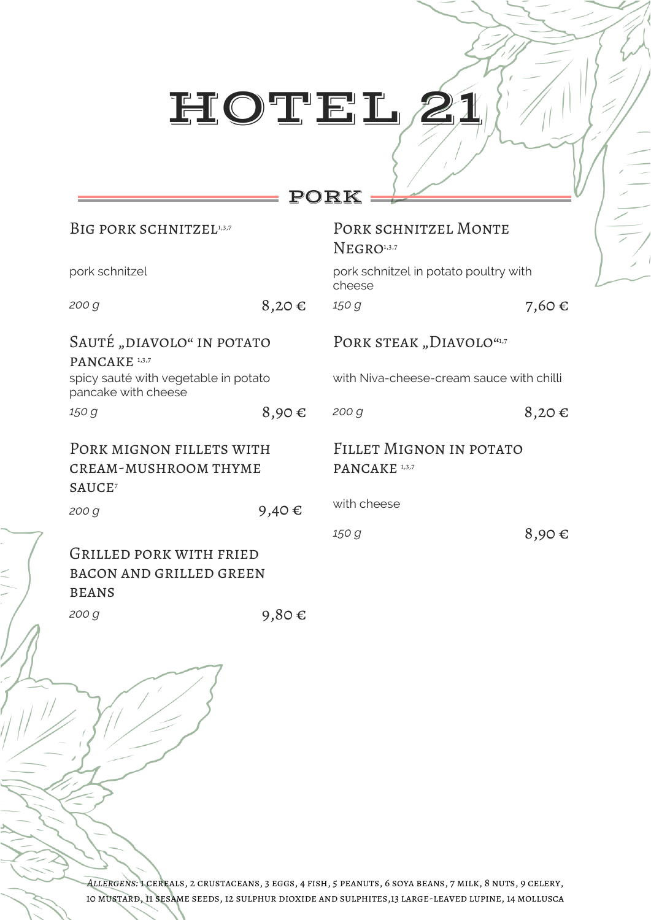# HOTEL 21

## PORK

### Big pork schnitzel[1,3,7]

pork schnitzel

*200 g* 8,20 €

### Pork schnitzel Monte Negro[1,3,7]

pork schnitzel in potato poultry with cheese

*150 g* 7,60 €

### Sauté „diavolo“ in potato pancake [1,3,7]

spicy sauté with vegetable in potato pancake with cheese

*150 g* 8,90 €

### Pork steak „Diavolo“[1,7]

with Niva-cheese-cream sauce with chilli

*200 g* 8,20 €

### Pork mignon fillets with cream-mushroom thyme sauce[7]

*200 g* 9,40 €

### Fillet Mignon in potato pancake [1,3,7]

with cheese

*150 g* 8,90 €

### Grilled pork with fried bacon and grilled green beans

*200 g* 9,80 €

*Allergens:* 1 cereals, 2 crustaceans, 3 eggs, 4 fish, 5 peanuts, 6 soya beans, 7 milk, 8 nuts, 9 celery, 10 mustard, 11 sesame seeds, 12 sulphur dioxide and sulphites, 13 large-leaved lupine, 14 mollusca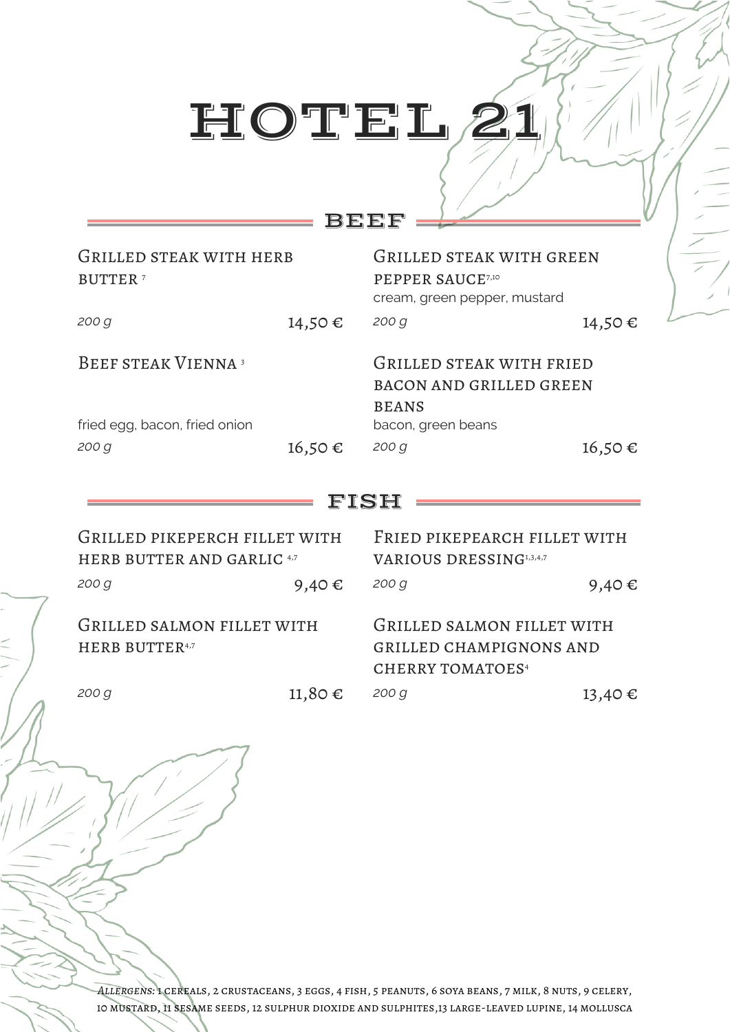# HOTEL 21

## BEEF

### Grilled steak with herb butter [7]

*200 g* — 14,50 €

### Grilled steak with green pepper sauce [7,10]

cream, green pepper, mustard

*200 g* — 14,50 €

### Beef steak Vienna [3]

fried egg, bacon, fried onion

*200 g* — 16,50 €

### Grilled steak with fried bacon and grilled green beans

bacon, green beans

*200 g* — 16,50 €

## FISH

### Grilled pikeperch fillet with herb butter and garlic [4,7]

*200 g* — 9,40 €

### Fried pikepearch fillet with various dressing [1,3,4,7]

*200 g* — 9,40 €

### Grilled salmon fillet with herb butter [4,7]

*200 g* — 11,80 €

### Grilled salmon fillet with grilled champignons and cherry tomatoes [4]

*200 g* — 13,40 €

*Allergens:* 1 cereals, 2 crustaceans, 3 eggs, 4 fish, 5 peanuts, 6 soya beans, 7 milk, 8 nuts, 9 celery, 10 mustard, 11 sesame seeds, 12 sulphur dioxide and sulphites, 13 large-leaved lupine, 14 mollusca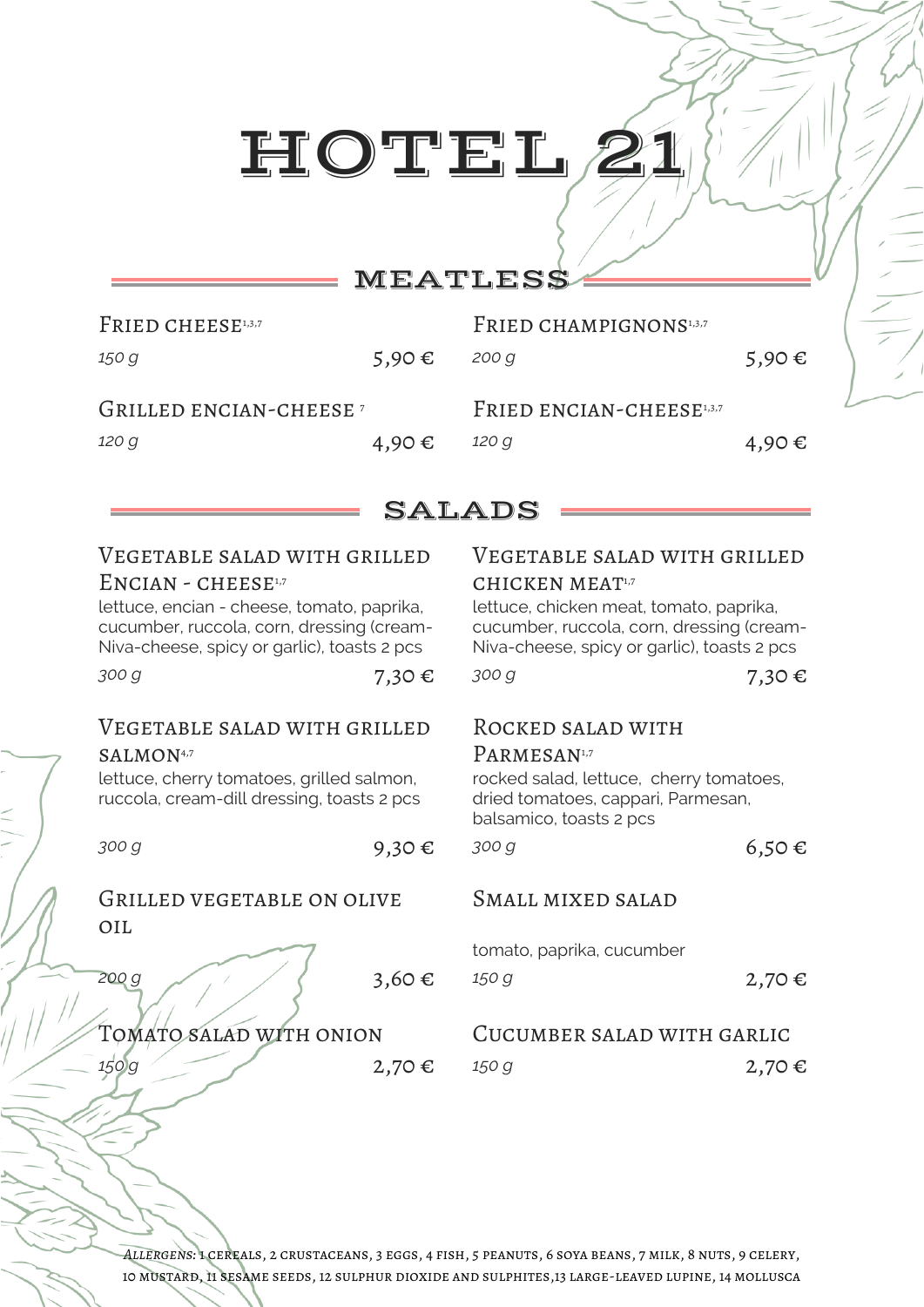# HOTEL 21

## MEATLESS

**Fried cheese**[1,3,7]
*150 g* — 5,90 €

**Fried champignons**[1,3,7]
*200 g* — 5,90 €

**Grilled encian-cheese** [7]
*120 g* — 4,90 €

**Fried encian-cheese**[1,3,7]
*120 g* — 4,90 €

## SALADS

**Vegetable salad with grilled encian - cheese**[1,7]
lettuce, encian - cheese, tomato, paprika, cucumber, ruccola, corn, dressing (cream-Niva-cheese, spicy or garlic), toasts 2 pcs
*300 g* — 7,30 €

**Vegetable salad with grilled chicken meat**[1,7]
lettuce, chicken meat, tomato, paprika, cucumber, ruccola, corn, dressing (cream-Niva-cheese, spicy or garlic), toasts 2 pcs
*300 g* — 7,30 €

**Vegetable salad with grilled salmon**[4,7]
lettuce, cherry tomatoes, grilled salmon, ruccola, cream-dill dressing, toasts 2 pcs
*300 g* — 9,30 €

**Rocked salad with Parmesan**[1,7]
rocked salad, lettuce, cherry tomatoes, dried tomatoes, cappari, Parmesan, balsamico, toasts 2 pcs
*300 g* — 6,50 €

**Grilled vegetable on olive oil**
*200 g* — 3,60 €

**Small mixed salad**
tomato, paprika, cucumber
*150 g* — 2,70 €

**Tomato salad with onion**
*150 g* — 2,70 €

**Cucumber salad with garlic**
*150 g* — 2,70 €

*Allergens:* 1 cereals, 2 crustaceans, 3 eggs, 4 fish, 5 peanuts, 6 soya beans, 7 milk, 8 nuts, 9 celery, 10 mustard, 11 sesame seeds, 12 sulphur dioxide and sulphites, 13 large-leaved lupine, 14 mollusca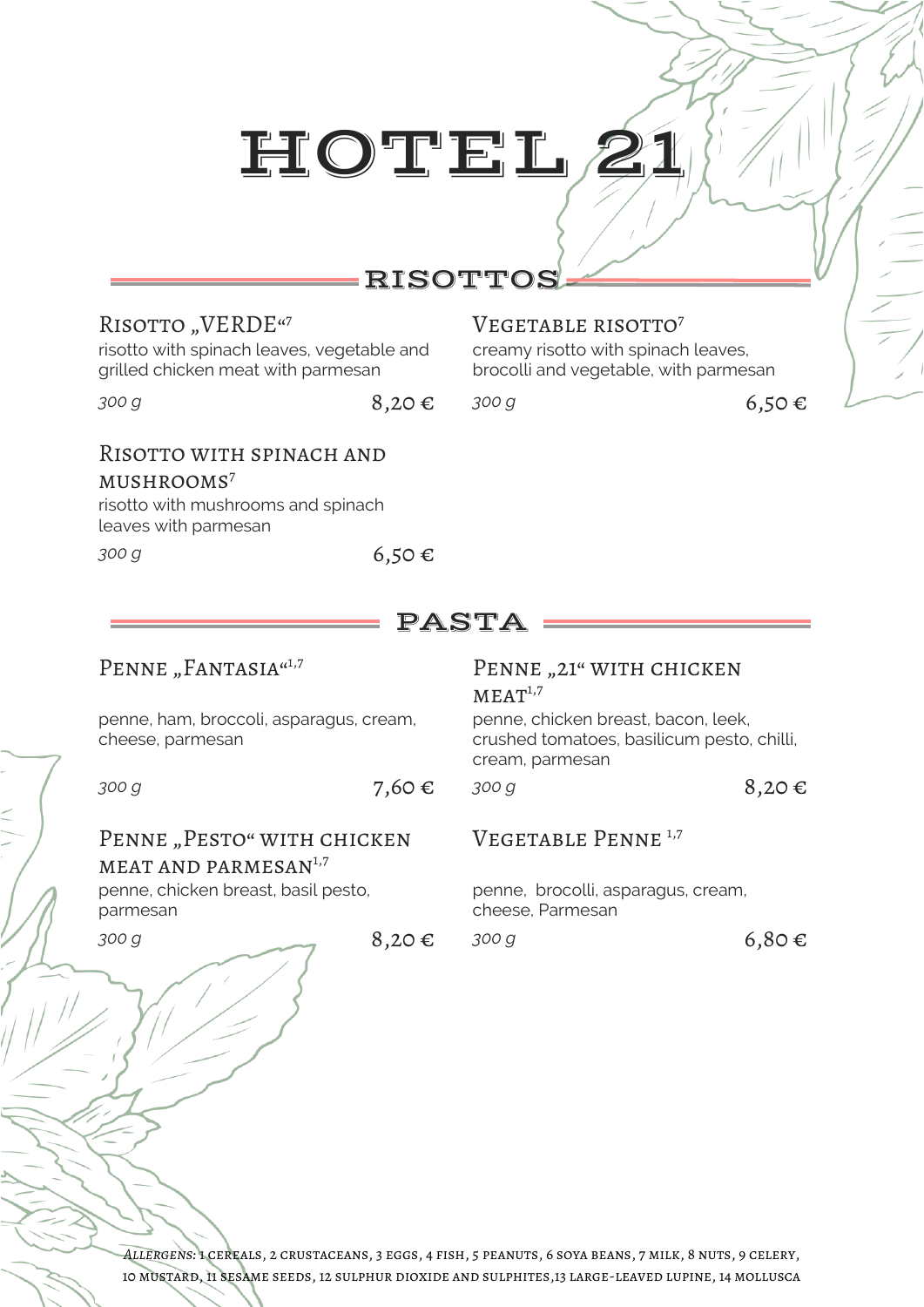# HOTEL 21

## RISOTTOS

### Risotto „VERDE“[7]

risotto with spinach leaves, vegetable and grilled chicken meat with parmesan

*300 g* — 8,20 €

### Risotto with spinach and mushrooms[7]

risotto with mushrooms and spinach leaves with parmesan

*300 g* — 6,50 €

### Vegetable risotto[7]

creamy risotto with spinach leaves, brocolli and vegetable, with parmesan

*300 g* — 6,50 €

## PASTA

### Penne „Fantasia“[1,7]

penne, ham, broccoli, asparagus, cream, cheese, parmesan

*300 g* — 7,60 €

### Penne „Pesto“ with chicken meat and parmesan[1,7]

penne, chicken breast, basil pesto, parmesan

*300 g* — 8,20 €

### Penne „21“ with chicken meat[1,7]

penne, chicken breast, bacon, leek, crushed tomatoes, basilicum pesto, chilli, cream, parmesan

*300 g* — 8,20 €

### Vegetable Penne [1,7]

penne, brocolli, asparagus, cream, cheese, Parmesan

*300 g* — 6,80 €

*Allergens:* 1 cereals, 2 crustaceans, 3 eggs, 4 fish, 5 peanuts, 6 soya beans, 7 milk, 8 nuts, 9 celery, 10 mustard, 11 sesame seeds, 12 sulphur dioxide and sulphites, 13 large-leaved lupine, 14 mollusca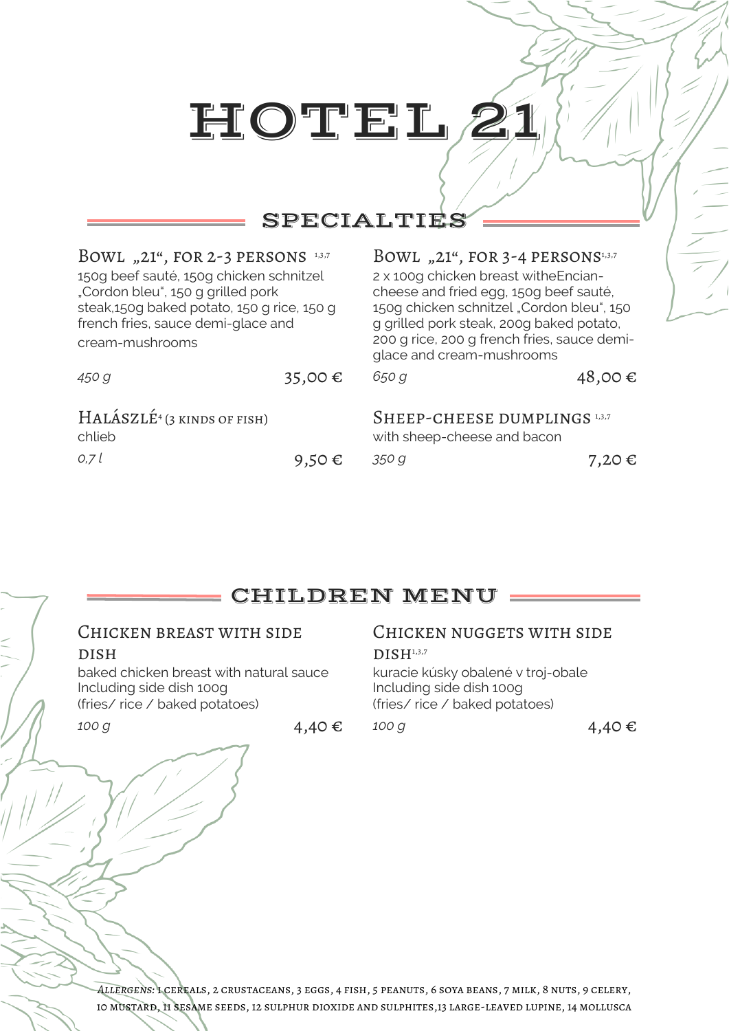# HOTEL 21

## SPECIALTIES

### Bowl „21", for 2-3 persons [1,3,7]

150g beef sauté, 150g chicken schnitzel „Cordon bleu", 150 g grilled pork steak,150g baked potato, 150 g rice, 150 g french fries, sauce demi-glace and cream-mushrooms

*450 g* — 35,00 €

### Bowl „21", for 3-4 persons [1,3,7]

2 x 100g chicken breast witheEncian-cheese and fried egg, 150g beef sauté, 150g chicken schnitzel „Cordon bleu", 150 g grilled pork steak, 200g baked potato, 200 g rice, 200 g french fries, sauce demi-glace and cream-mushrooms

*650 g* — 48,00 €

### Halászlé[4] (3 kinds of fish)

chlieb

*0,7 l* — 9,50 €

### Sheep-cheese dumplings [1,3,7]

with sheep-cheese and bacon

*350 g* — 7,20 €

## CHILDREN MENU

### Chicken breast with side dish

baked chicken breast with natural sauce
Including side dish 100g
(fries/ rice / baked potatoes)

*100 g* — 4,40 €

### Chicken nuggets with side dish[1,3,7]

kuracie kúsky obalené v troj-obale
Including side dish 100g
(fries/ rice / baked potatoes)

*100 g* — 4,40 €

*Allergens:* 1 cereals, 2 crustaceans, 3 eggs, 4 fish, 5 peanuts, 6 soya beans, 7 milk, 8 nuts, 9 celery, 10 mustard, 11 sesame seeds, 12 sulphur dioxide and sulphites,13 large-leaved lupine, 14 mollusca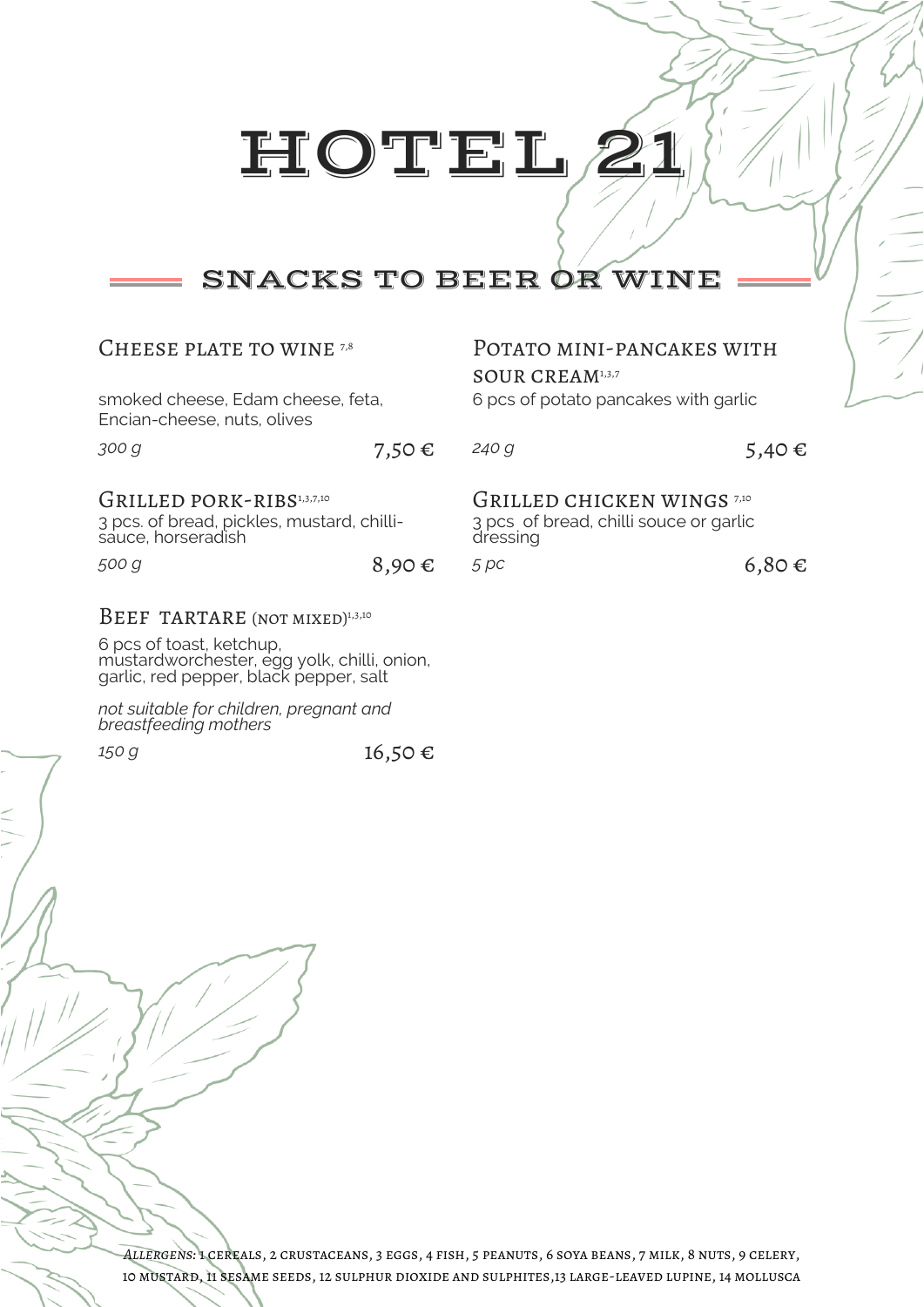# HOTEL 21

## SNACKS TO BEER OR WINE

### Cheese plate to wine [7,8]

smoked cheese, Edam cheese, feta, Encian-cheese, nuts, olives

*300 g* — 7,50 €

### Grilled pork-ribs[1,3,7,10]

3 pcs. of bread, pickles, mustard, chilli-sauce, horseradish

*500 g* — 8,90 €

### Beef tartare (not mixed)[1,3,10]

6 pcs of toast, ketchup, mustardworchester, egg yolk, chilli, onion, garlic, red pepper, black pepper, salt

*not suitable for children, pregnant and breastfeeding mothers*

*150 g* — 16,50 €

### Potato mini-pancakes with sour cream[1,3,7]

6 pcs of potato pancakes with garlic

*240 g* — 5,40 €

### Grilled chicken wings [7,10]

3 pcs of bread, chilli souce or garlic dressing

*5 pc* — 6,80 €

*Allergens:* 1 cereals, 2 crustaceans, 3 eggs, 4 fish, 5 peanuts, 6 soya beans, 7 milk, 8 nuts, 9 celery, 10 mustard, 11 sesame seeds, 12 sulphur dioxide and sulphites,13 large-leaved lupine, 14 mollusca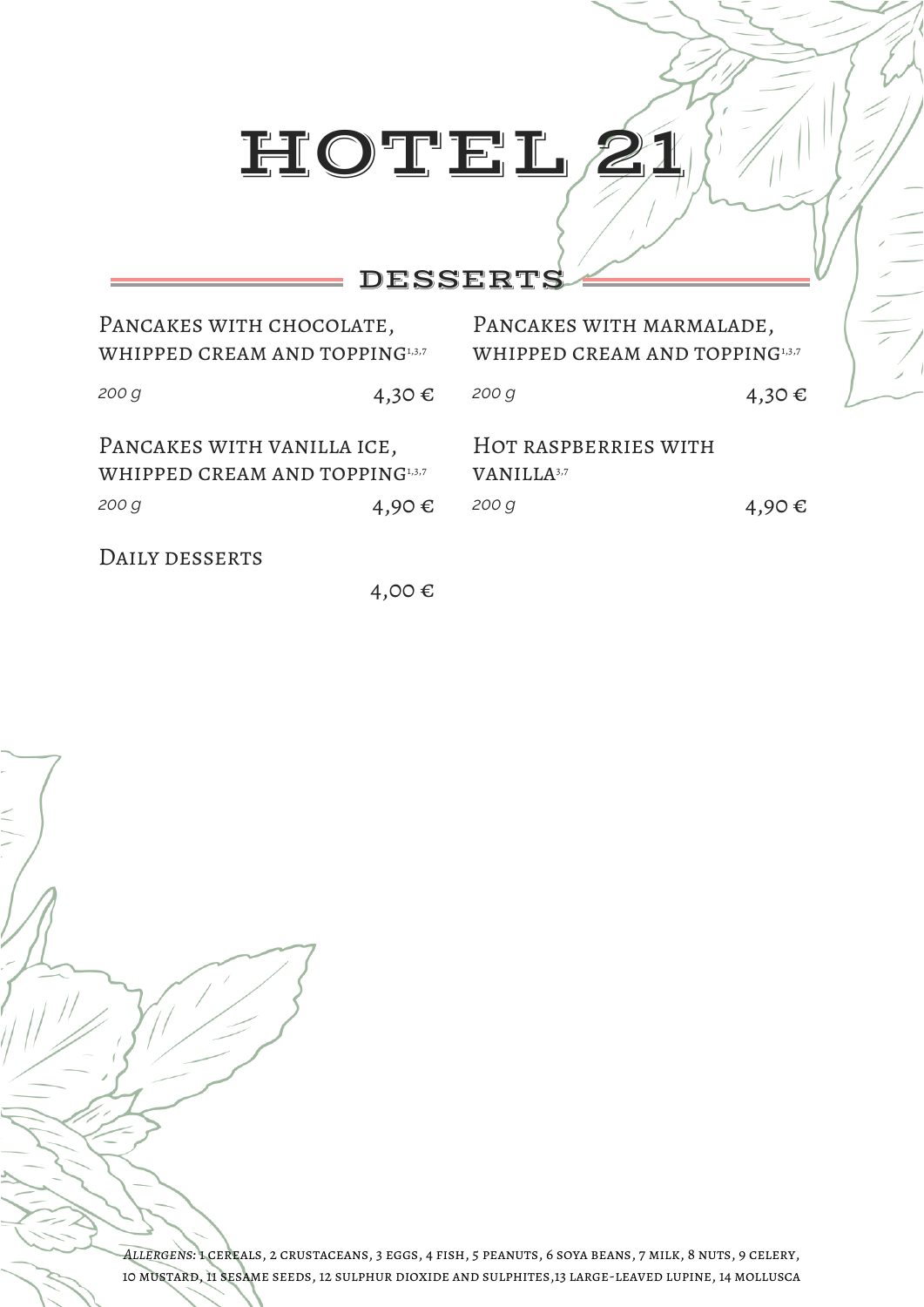# HOTEL 21

## DESSERTS

**Pancakes with chocolate, whipped cream and topping**[1,3,7]
*200 g* — 4,30 €

**Pancakes with marmalade, whipped cream and topping**[1,3,7]
*200 g* — 4,30 €

**Pancakes with vanilla ice, whipped cream and topping**[1,3,7]
*200 g* — 4,90 €

**Hot raspberries with vanilla**[3,7]
*200 g* — 4,90 €

**Daily desserts**
4,00 €

*Allergens:* 1 cereals, 2 crustaceans, 3 eggs, 4 fish, 5 peanuts, 6 soya beans, 7 milk, 8 nuts, 9 celery, 10 mustard, 11 sesame seeds, 12 sulphur dioxide and sulphites,13 large-leaved lupine, 14 mollusca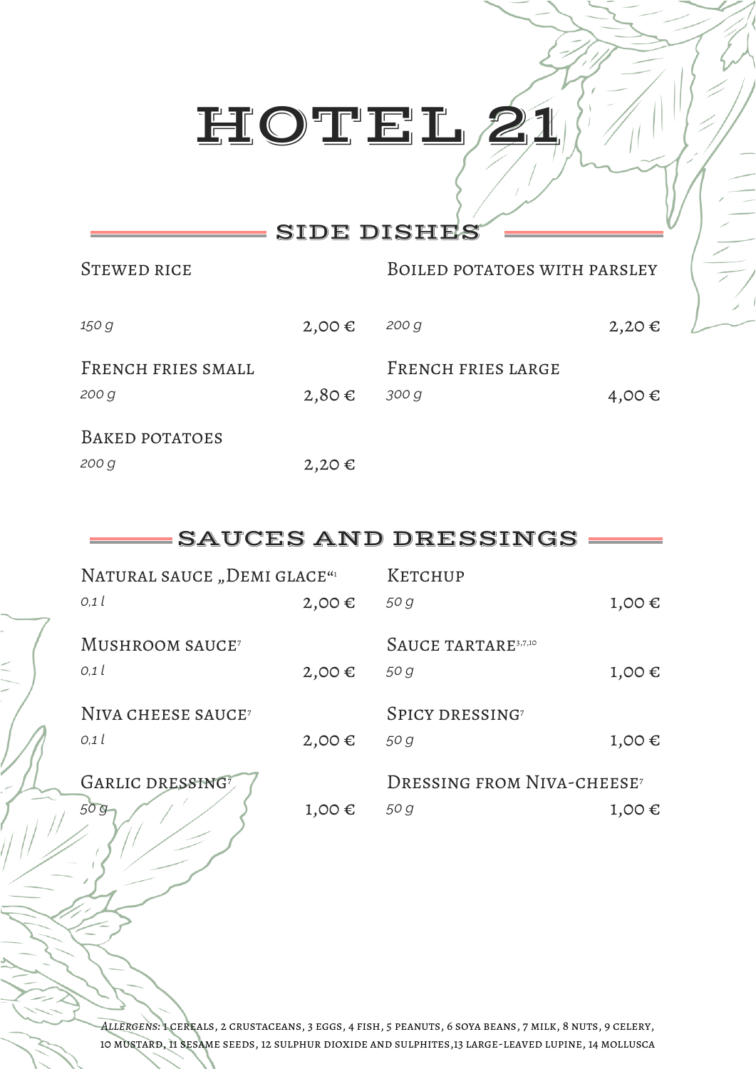# HOTEL 21

## SIDE DISHES

| Item | Quantity | Price |
| --- | --- | --- |
| Stewed rice | *150 g* | 2,00 € |
| Boiled potatoes with parsley | *200 g* | 2,20 € |
| French fries small | *200 g* | 2,80 € |
| French fries large | *300 g* | 4,00 € |
| Baked potatoes | *200 g* | 2,20 € |

## SAUCES AND DRESSINGS

| Item | Quantity | Price |
| --- | --- | --- |
| Natural sauce „Demi glace“[1] | *0,1 l* | 2,00 € |
| Ketchup | *50 g* | 1,00 € |
| Mushroom sauce[7] | *0,1 l* | 2,00 € |
| Sauce tartare[3,7,10] | *50 g* | 1,00 € |
| Niva cheese sauce[7] | *0,1 l* | 2,00 € |
| Spicy dressing[7] | *50 g* | 1,00 € |
| Garlic dressing[7] | *50 g* | 1,00 € |
| Dressing from Niva-cheese[7] | *50 g* | 1,00 € |

*Allergens:* 1 cereals, 2 crustaceans, 3 eggs, 4 fish, 5 peanuts, 6 soya beans, 7 milk, 8 nuts, 9 celery, 10 mustard, 11 sesame seeds, 12 sulphur dioxide and sulphites, 13 large-leaved lupine, 14 mollusca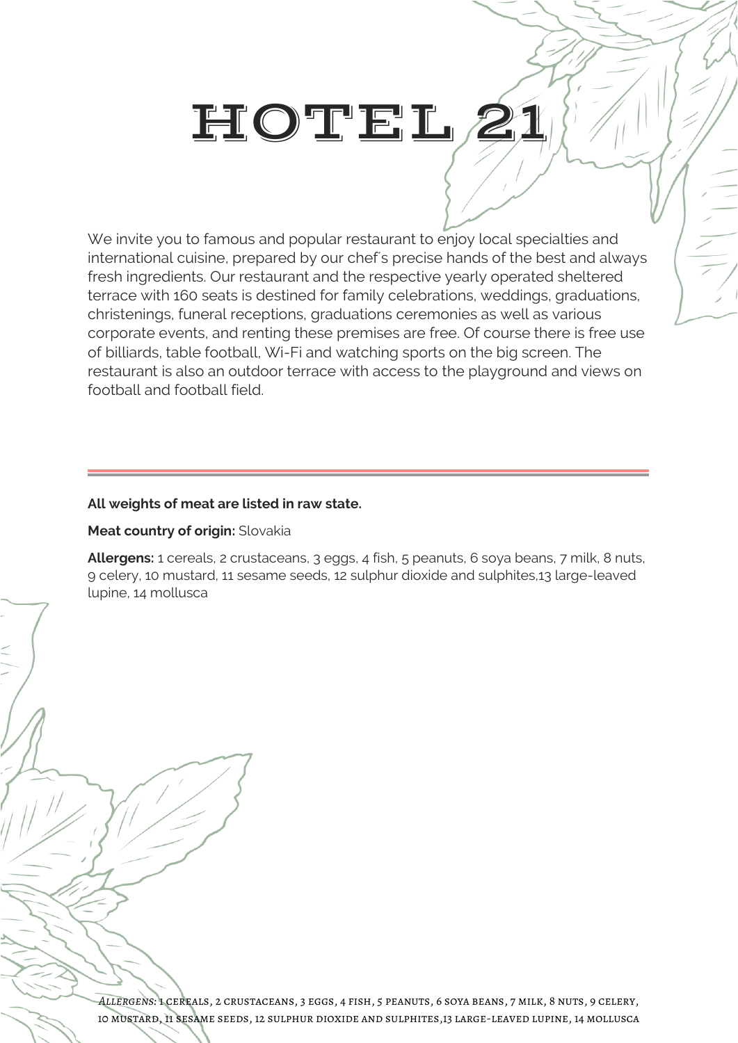# HOTEL 21

We invite you to famous and popular restaurant to enjoy local specialties and international cuisine, prepared by our chef´s precise hands of the best and always fresh ingredients. Our restaurant and the respective yearly operated sheltered terrace with 160 seats is destined for family celebrations, weddings, graduations, christenings, funeral receptions, graduations ceremonies as well as various corporate events, and renting these premises are free. Of course there is free use of billiards, table football, Wi-Fi and watching sports on the big screen. The restaurant is also an outdoor terrace with access to the playground and views on football and football field.

---

**All weights of meat are listed in raw state.**

**Meat country of origin:** Slovakia

**Allergens:** 1 cereals, 2 crustaceans, 3 eggs, 4 fish, 5 peanuts, 6 soya beans, 7 milk, 8 nuts, 9 celery, 10 mustard, 11 sesame seeds, 12 sulphur dioxide and sulphites,13 large-leaved lupine, 14 mollusca